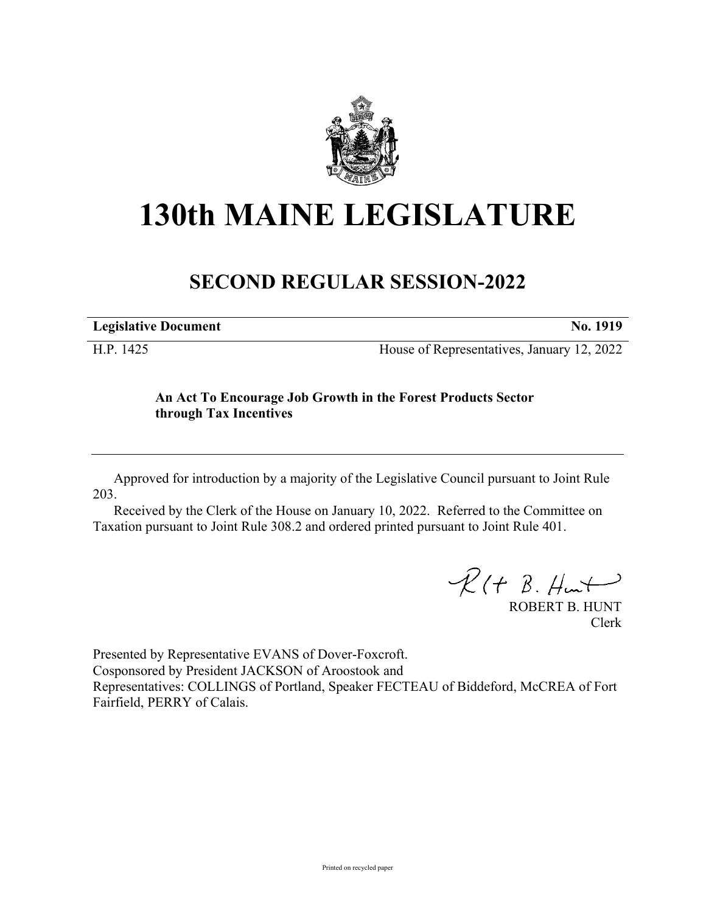# 130th MAINE LEGISLATURE

## SECOND REGULAR SESSION-2022

**Legislative Document** **No. 1919**

H.P. 1425 House of Representatives, January 12, 2022

**An Act To Encourage Job Growth in the Forest Products Sector through Tax Incentives**

Approved for introduction by a majority of the Legislative Council pursuant to Joint Rule 203.

Received by the Clerk of the House on January 10, 2022. Referred to the Committee on Taxation pursuant to Joint Rule 308.2 and ordered printed pursuant to Joint Rule 401.

ROBERT B. HUNT
Clerk

Presented by Representative EVANS of Dover-Foxcroft.
Cosponsored by President JACKSON of Aroostook and
Representatives: COLLINGS of Portland, Speaker FECTEAU of Biddeford, McCREA of Fort Fairfield, PERRY of Calais.

Printed on recycled paper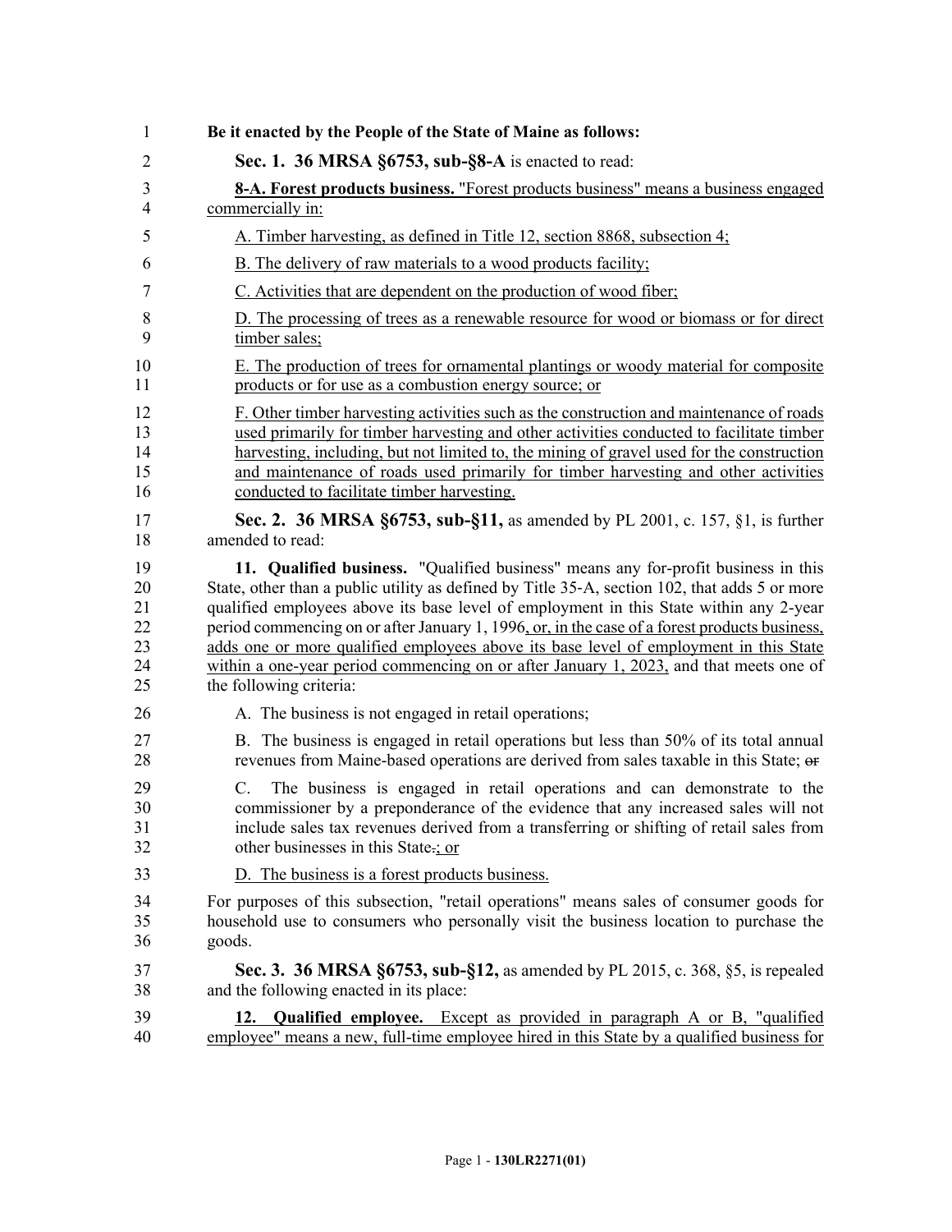**Be it enacted by the People of the State of Maine as follows:**

**Sec. 1. 36 MRSA §6753, sub-§8-A** is enacted to read:

**8-A. Forest products business.** "Forest products business" means a business engaged commercially in:

A. Timber harvesting, as defined in Title 12, section 8868, subsection 4;

B. The delivery of raw materials to a wood products facility;

C. Activities that are dependent on the production of wood fiber;

D. The processing of trees as a renewable resource for wood or biomass or for direct timber sales;

E. The production of trees for ornamental plantings or woody material for composite products or for use as a combustion energy source; or

F. Other timber harvesting activities such as the construction and maintenance of roads used primarily for timber harvesting and other activities conducted to facilitate timber harvesting, including, but not limited to, the mining of gravel used for the construction and maintenance of roads used primarily for timber harvesting and other activities conducted to facilitate timber harvesting.

**Sec. 2. 36 MRSA §6753, sub-§11,** as amended by PL 2001, c. 157, §1, is further amended to read:

**11. Qualified business.** "Qualified business" means any for-profit business in this State, other than a public utility as defined by Title 35-A, section 102, that adds 5 or more qualified employees above its base level of employment in this State within any 2-year period commencing on or after January 1, 1996, or, in the case of a forest products business, adds one or more qualified employees above its base level of employment in this State within a one-year period commencing on or after January 1, 2023, and that meets one of the following criteria:

A. The business is not engaged in retail operations;

B. The business is engaged in retail operations but less than 50% of its total annual revenues from Maine-based operations are derived from sales taxable in this State; ~~or~~

C. The business is engaged in retail operations and can demonstrate to the commissioner by a preponderance of the evidence that any increased sales will not include sales tax revenues derived from a transferring or shifting of retail sales from other businesses in this State~~.~~; or

D. The business is a forest products business.

For purposes of this subsection, "retail operations" means sales of consumer goods for household use to consumers who personally visit the business location to purchase the goods.

**Sec. 3. 36 MRSA §6753, sub-§12,** as amended by PL 2015, c. 368, §5, is repealed and the following enacted in its place:

**12. Qualified employee.** Except as provided in paragraph A or B, "qualified employee" means a new, full-time employee hired in this State by a qualified business for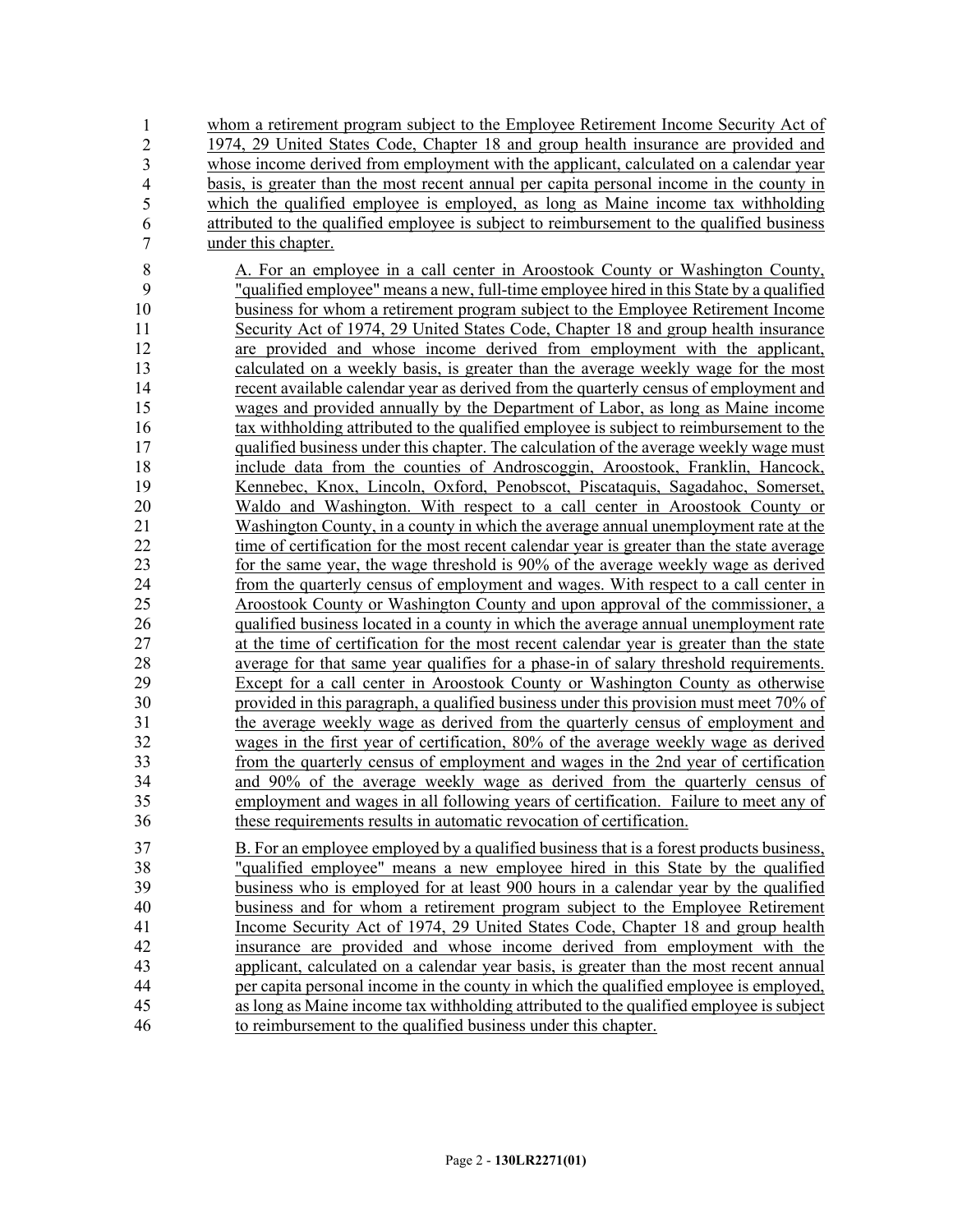whom a retirement program subject to the Employee Retirement Income Security Act of 1974, 29 United States Code, Chapter 18 and group health insurance are provided and whose income derived from employment with the applicant, calculated on a calendar year basis, is greater than the most recent annual per capita personal income in the county in which the qualified employee is employed, as long as Maine income tax withholding attributed to the qualified employee is subject to reimbursement to the qualified business under this chapter.

A. For an employee in a call center in Aroostook County or Washington County, "qualified employee" means a new, full-time employee hired in this State by a qualified business for whom a retirement program subject to the Employee Retirement Income Security Act of 1974, 29 United States Code, Chapter 18 and group health insurance are provided and whose income derived from employment with the applicant, calculated on a weekly basis, is greater than the average weekly wage for the most recent available calendar year as derived from the quarterly census of employment and wages and provided annually by the Department of Labor, as long as Maine income tax withholding attributed to the qualified employee is subject to reimbursement to the qualified business under this chapter. The calculation of the average weekly wage must include data from the counties of Androscoggin, Aroostook, Franklin, Hancock, Kennebec, Knox, Lincoln, Oxford, Penobscot, Piscataquis, Sagadahoc, Somerset, Waldo and Washington. With respect to a call center in Aroostook County or Washington County, in a county in which the average annual unemployment rate at the time of certification for the most recent calendar year is greater than the state average for the same year, the wage threshold is 90% of the average weekly wage as derived from the quarterly census of employment and wages. With respect to a call center in Aroostook County or Washington County and upon approval of the commissioner, a qualified business located in a county in which the average annual unemployment rate at the time of certification for the most recent calendar year is greater than the state average for that same year qualifies for a phase-in of salary threshold requirements. Except for a call center in Aroostook County or Washington County as otherwise provided in this paragraph, a qualified business under this provision must meet 70% of the average weekly wage as derived from the quarterly census of employment and wages in the first year of certification, 80% of the average weekly wage as derived from the quarterly census of employment and wages in the 2nd year of certification and 90% of the average weekly wage as derived from the quarterly census of employment and wages in all following years of certification. Failure to meet any of these requirements results in automatic revocation of certification.

B. For an employee employed by a qualified business that is a forest products business, "qualified employee" means a new employee hired in this State by the qualified business who is employed for at least 900 hours in a calendar year by the qualified business and for whom a retirement program subject to the Employee Retirement Income Security Act of 1974, 29 United States Code, Chapter 18 and group health insurance are provided and whose income derived from employment with the applicant, calculated on a calendar year basis, is greater than the most recent annual per capita personal income in the county in which the qualified employee is employed, as long as Maine income tax withholding attributed to the qualified employee is subject to reimbursement to the qualified business under this chapter.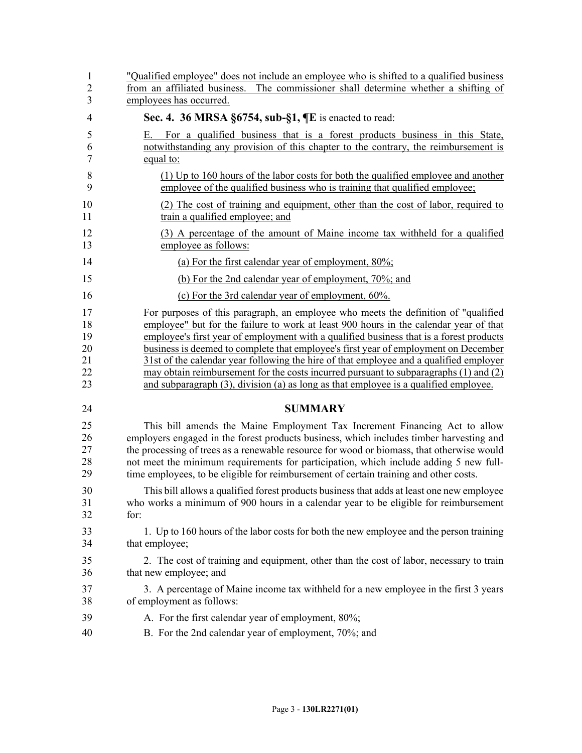"Qualified employee" does not include an employee who is shifted to a qualified business from an affiliated business. The commissioner shall determine whether a shifting of employees has occurred.

**Sec. 4. 36 MRSA §6754, sub-§1, ¶E** is enacted to read:

E. For a qualified business that is a forest products business in this State, notwithstanding any provision of this chapter to the contrary, the reimbursement is equal to:

(1) Up to 160 hours of the labor costs for both the qualified employee and another employee of the qualified business who is training that qualified employee;

(2) The cost of training and equipment, other than the cost of labor, required to train a qualified employee; and

(3) A percentage of the amount of Maine income tax withheld for a qualified employee as follows:

(a) For the first calendar year of employment, 80%;

(b) For the 2nd calendar year of employment, 70%; and

(c) For the 3rd calendar year of employment, 60%.

For purposes of this paragraph, an employee who meets the definition of "qualified employee" but for the failure to work at least 900 hours in the calendar year of that employee's first year of employment with a qualified business that is a forest products business is deemed to complete that employee's first year of employment on December 31st of the calendar year following the hire of that employee and a qualified employer may obtain reimbursement for the costs incurred pursuant to subparagraphs (1) and (2) and subparagraph (3), division (a) as long as that employee is a qualified employee.

## SUMMARY

This bill amends the Maine Employment Tax Increment Financing Act to allow employers engaged in the forest products business, which includes timber harvesting and the processing of trees as a renewable resource for wood or biomass, that otherwise would not meet the minimum requirements for participation, which include adding 5 new full-time employees, to be eligible for reimbursement of certain training and other costs.

This bill allows a qualified forest products business that adds at least one new employee who works a minimum of 900 hours in a calendar year to be eligible for reimbursement for:

1. Up to 160 hours of the labor costs for both the new employee and the person training that employee;

2. The cost of training and equipment, other than the cost of labor, necessary to train that new employee; and

3. A percentage of Maine income tax withheld for a new employee in the first 3 years of employment as follows:

A. For the first calendar year of employment, 80%;

B. For the 2nd calendar year of employment, 70%; and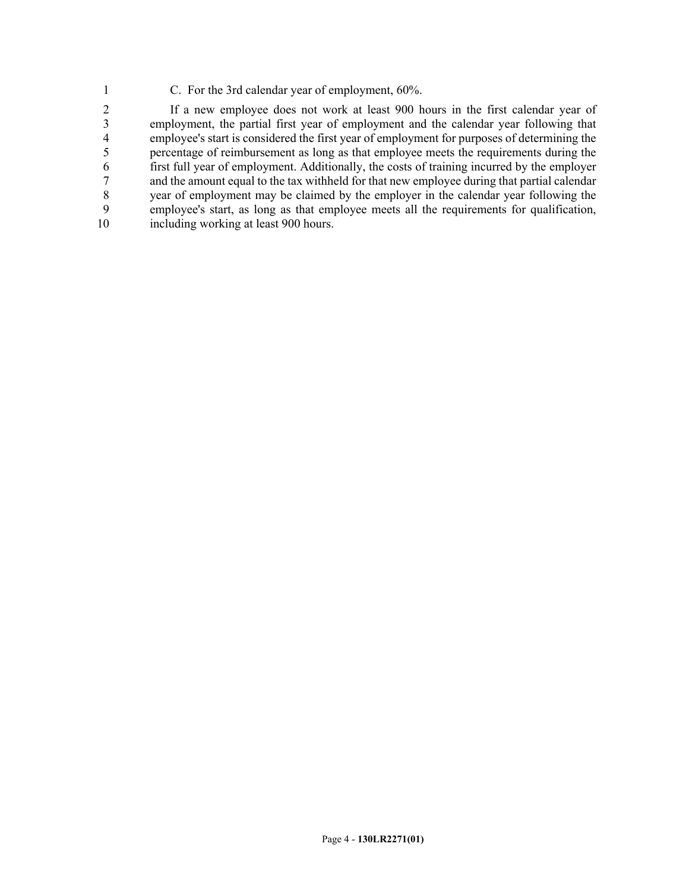C. For the 3rd calendar year of employment, 60%.

If a new employee does not work at least 900 hours in the first calendar year of employment, the partial first year of employment and the calendar year following that employee's start is considered the first year of employment for purposes of determining the percentage of reimbursement as long as that employee meets the requirements during the first full year of employment. Additionally, the costs of training incurred by the employer and the amount equal to the tax withheld for that new employee during that partial calendar year of employment may be claimed by the employer in the calendar year following the employee's start, as long as that employee meets all the requirements for qualification, including working at least 900 hours.